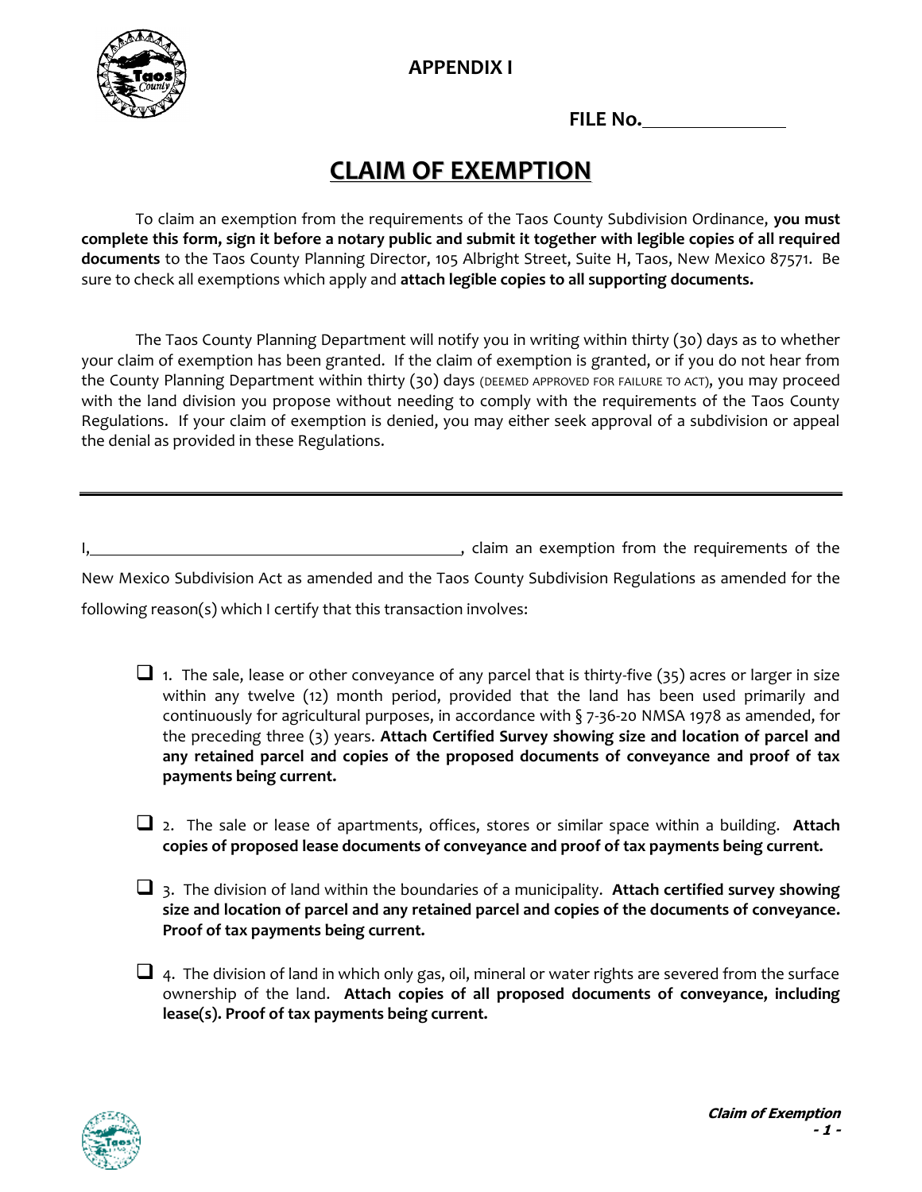**APPENDIX I**

**FILE No.\_\_\_\_\_\_\_\_\_\_\_\_\_\_\_\_**

# CLAIM OF EXEMPTION

To claim an exemption from the requirements of the Taos County Subdivision Ordinance, **you must complete this form, sign it before a notary public and submit it together with legible copies of all required documents** to the Taos County Planning Director, 105 Albright Street, Suite H, Taos, New Mexico 87571. Be sure to check all exemptions which apply and **attach legible copies to all supporting documents.**

The Taos County Planning Department will notify you in writing within thirty (30) days as to whether your claim of exemption has been granted. If the claim of exemption is granted, or if you do not hear from the County Planning Department within thirty (30) days (DEEMED APPROVED FOR FAILURE TO ACT), you may proceed with the land division you propose without needing to comply with the requirements of the Taos County Regulations. If your claim of exemption is denied, you may either seek approval of a subdivision or appeal the denial as provided in these Regulations.

---

I,\_\_\_\_\_\_\_\_\_\_\_\_\_\_\_\_\_\_\_\_\_\_\_\_\_\_\_\_\_\_\_\_\_\_\_\_\_\_\_\_\_\_\_\_, claim an exemption from the requirements of the New Mexico Subdivision Act as amended and the Taos County Subdivision Regulations as amended for the following reason(s) which I certify that this transaction involves:

- ☐ 1. The sale, lease or other conveyance of any parcel that is thirty-five (35) acres or larger in size within any twelve (12) month period, provided that the land has been used primarily and continuously for agricultural purposes, in accordance with § 7-36-20 NMSA 1978 as amended, for the preceding three (3) years. **Attach Certified Survey showing size and location of parcel and any retained parcel and copies of the proposed documents of conveyance and proof of tax payments being current.**

- ☐ 2. The sale or lease of apartments, offices, stores or similar space within a building. **Attach copies of proposed lease documents of conveyance and proof of tax payments being current.**

- ☐ 3. The division of land within the boundaries of a municipality. **Attach certified survey showing size and location of parcel and any retained parcel and copies of the documents of conveyance. Proof of tax payments being current.**

- ☐ 4. The division of land in which only gas, oil, mineral or water rights are severed from the surface ownership of the land. **Attach copies of all proposed documents of conveyance, including lease(s). Proof of tax payments being current.**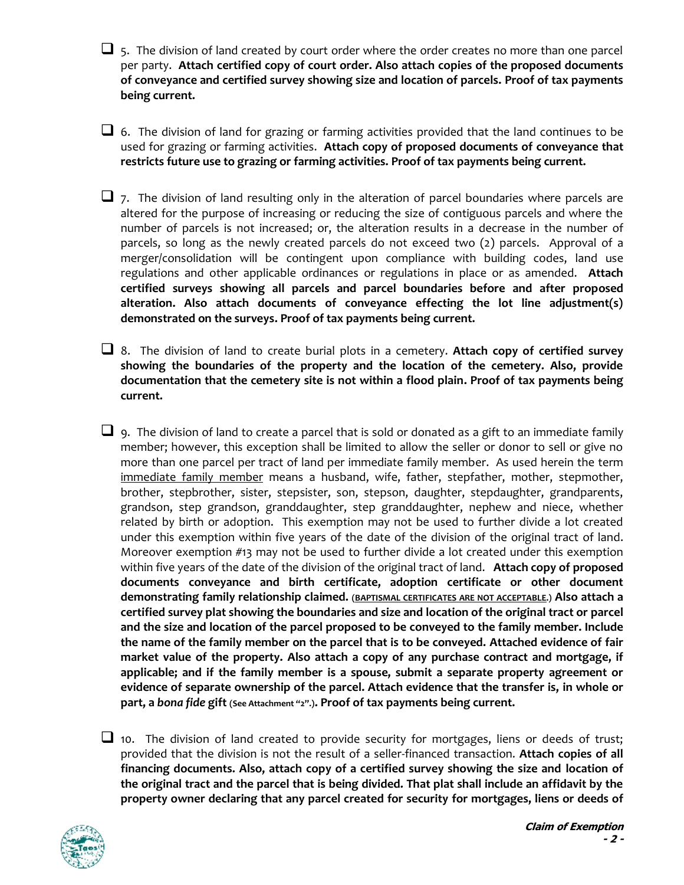- [ ] 5. The division of land created by court order where the order creates no more than one parcel per party. **Attach certified copy of court order. Also attach copies of the proposed documents of conveyance and certified survey showing size and location of parcels. Proof of tax payments being current.**

- [ ] 6. The division of land for grazing or farming activities provided that the land continues to be used for grazing or farming activities. **Attach copy of proposed documents of conveyance that restricts future use to grazing or farming activities. Proof of tax payments being current.**

- [ ] 7. The division of land resulting only in the alteration of parcel boundaries where parcels are altered for the purpose of increasing or reducing the size of contiguous parcels and where the number of parcels is not increased; or, the alteration results in a decrease in the number of parcels, so long as the newly created parcels do not exceed two (2) parcels. Approval of a merger/consolidation will be contingent upon compliance with building codes, land use regulations and other applicable ordinances or regulations in place or as amended. **Attach certified surveys showing all parcels and parcel boundaries before and after proposed alteration. Also attach documents of conveyance effecting the lot line adjustment(s) demonstrated on the surveys. Proof of tax payments being current.**

- [ ] 8. The division of land to create burial plots in a cemetery. **Attach copy of certified survey showing the boundaries of the property and the location of the cemetery. Also, provide documentation that the cemetery site is not within a flood plain. Proof of tax payments being current.**

- [ ] 9. The division of land to create a parcel that is sold or donated as a gift to an immediate family member; however, this exception shall be limited to allow the seller or donor to sell or give no more than one parcel per tract of land per immediate family member. As used herein the term <u>immediate family member</u> means a husband, wife, father, stepfather, mother, stepmother, brother, stepbrother, sister, stepsister, son, stepson, daughter, stepdaughter, grandparents, grandson, step grandson, granddaughter, step granddaughter, nephew and niece, whether related by birth or adoption. This exemption may not be used to further divide a lot created under this exemption within five years of the date of the division of the original tract of land. Moreover exemption #13 may not be used to further divide a lot created under this exemption within five years of the date of the division of the original tract of land. **Attach copy of proposed documents conveyance and birth certificate, adoption certificate or other document demonstrating family relationship claimed.** (<u>BAPTISMAL CERTIFICATES ARE NOT ACCEPTABLE</u>.) **Also attach a certified survey plat showing the boundaries and size and location of the original tract or parcel and the size and location of the parcel proposed to be conveyed to the family member. Include the name of the family member on the parcel that is to be conveyed. Attached evidence of fair market value of the property. Also attach a copy of any purchase contract and mortgage, if applicable; and if the family member is a spouse, submit a separate property agreement or evidence of separate ownership of the parcel. Attach evidence that the transfer is, in whole or part, a *bona fide* gift** (See Attachment "2".)**. Proof of tax payments being current.**

- [ ] 10. The division of land created to provide security for mortgages, liens or deeds of trust; provided that the division is not the result of a seller-financed transaction. **Attach copies of all financing documents. Also, attach copy of a certified survey showing the size and location of the original tract and the parcel that is being divided. That plat shall include an affidavit by the property owner declaring that any parcel created for security for mortgages, liens or deeds of**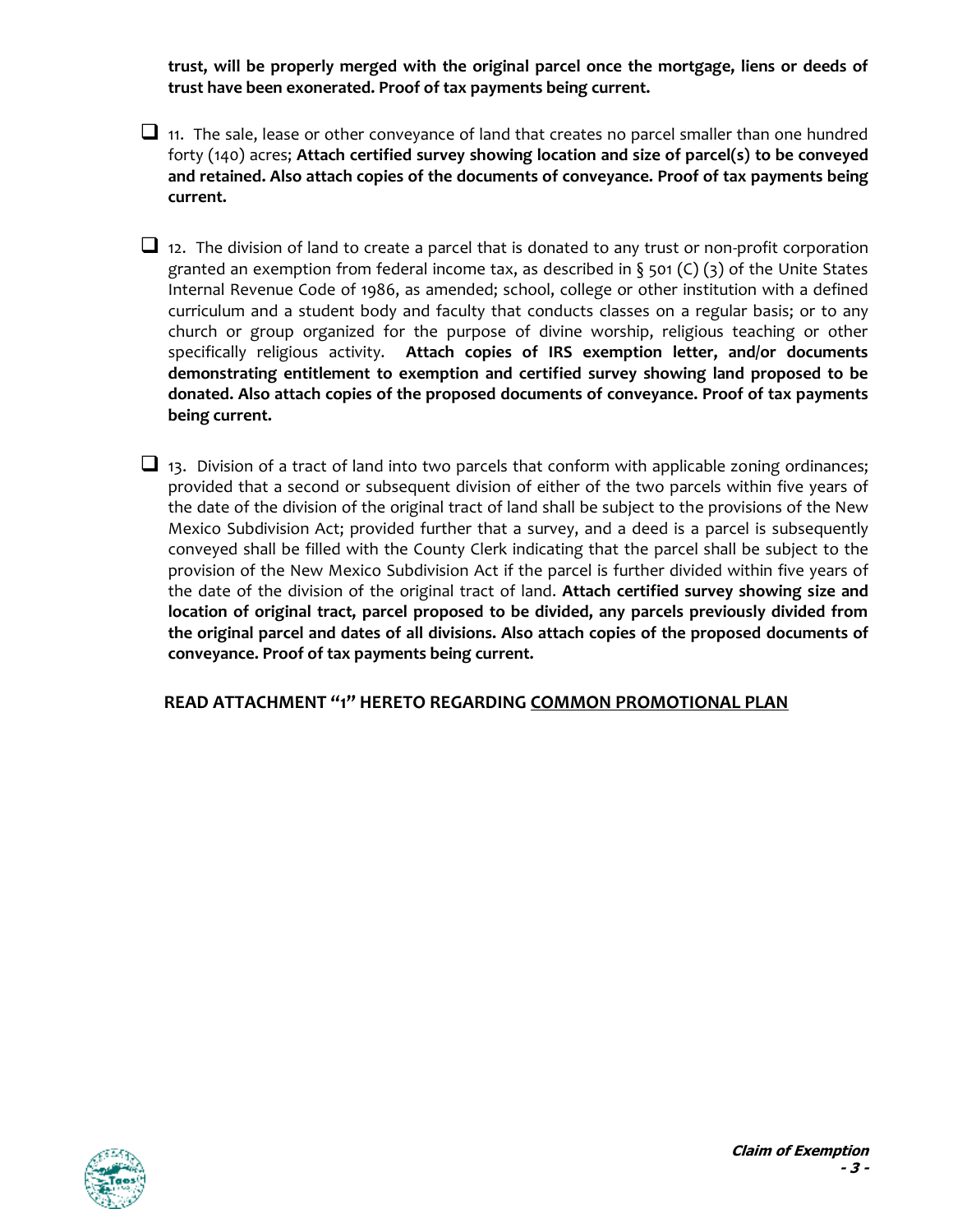**trust, will be properly merged with the original parcel once the mortgage, liens or deeds of trust have been exonerated. Proof of tax payments being current.**

- [ ] 11. The sale, lease or other conveyance of land that creates no parcel smaller than one hundred forty (140) acres; **Attach certified survey showing location and size of parcel(s) to be conveyed and retained. Also attach copies of the documents of conveyance. Proof of tax payments being current.**

- [ ] 12. The division of land to create a parcel that is donated to any trust or non-profit corporation granted an exemption from federal income tax, as described in § 501 (C) (3) of the Unite States Internal Revenue Code of 1986, as amended; school, college or other institution with a defined curriculum and a student body and faculty that conducts classes on a regular basis; or to any church or group organized for the purpose of divine worship, religious teaching or other specifically religious activity. **Attach copies of IRS exemption letter, and/or documents demonstrating entitlement to exemption and certified survey showing land proposed to be donated. Also attach copies of the proposed documents of conveyance. Proof of tax payments being current.**

- [ ] 13. Division of a tract of land into two parcels that conform with applicable zoning ordinances; provided that a second or subsequent division of either of the two parcels within five years of the date of the division of the original tract of land shall be subject to the provisions of the New Mexico Subdivision Act; provided further that a survey, and a deed is a parcel is subsequently conveyed shall be filled with the County Clerk indicating that the parcel shall be subject to the provision of the New Mexico Subdivision Act if the parcel is further divided within five years of the date of the division of the original tract of land. **Attach certified survey showing size and location of original tract, parcel proposed to be divided, any parcels previously divided from the original parcel and dates of all divisions. Also attach copies of the proposed documents of conveyance. Proof of tax payments being current.**

**READ ATTACHMENT "1" HERETO REGARDING <u>COMMON PROMOTIONAL PLAN</u>**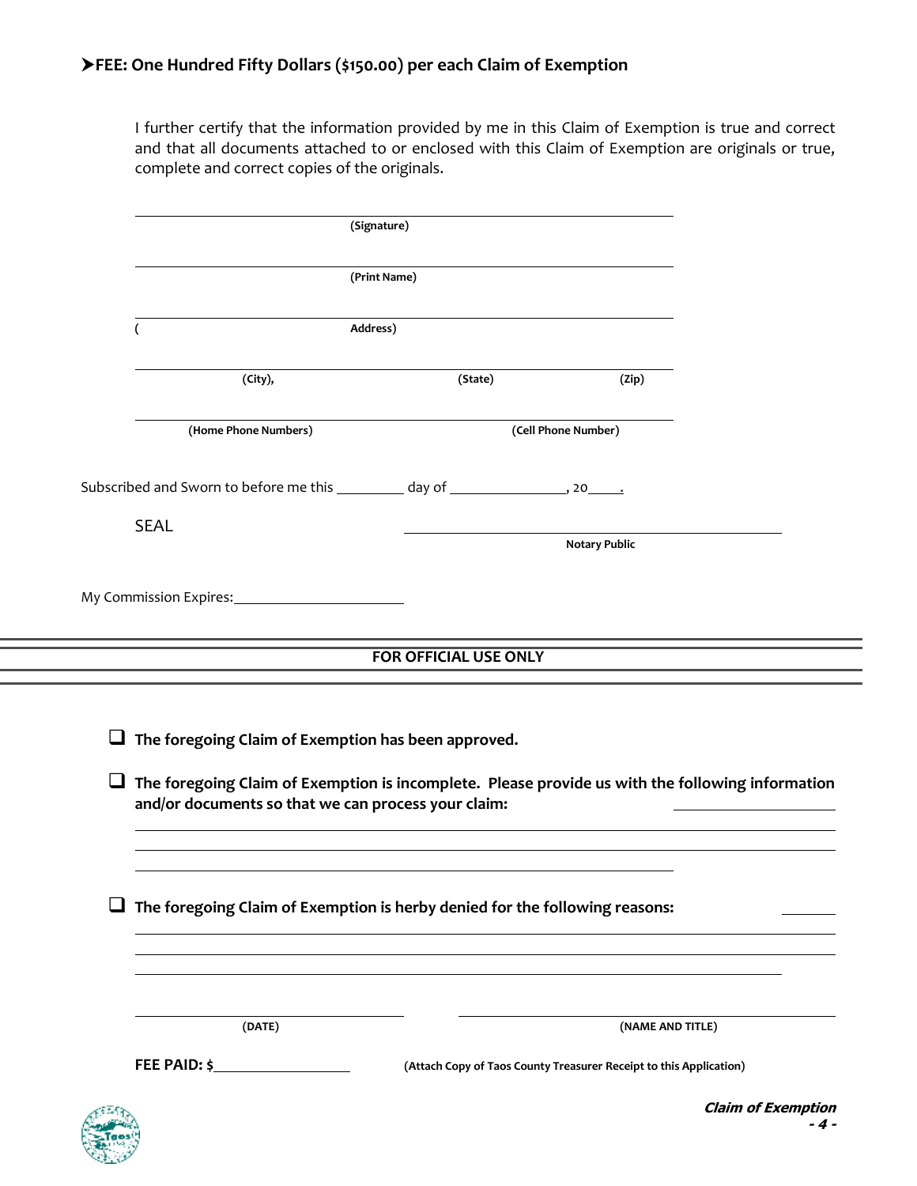**➤FEE: One Hundred Fifty Dollars ($150.00) per each Claim of Exemption**

I further certify that the information provided by me in this Claim of Exemption is true and correct and that all documents attached to or enclosed with this Claim of Exemption are originals or true, complete and correct copies of the originals.

______________________________________________
**(Signature)**

______________________________________________
**(Print Name)**

______________________________________________
**(Address)**

______________________________________________
**(City), (State) (Zip)**

______________________________________________
**(Home Phone Numbers) (Cell Phone Number)**

Subscribed and Sworn to before me this _________ day of _______________, 20____.

SEAL

______________________________
**Notary Public**

My Commission Expires:______________________

---

**FOR OFFICIAL USE ONLY**

---

- ☐ **The foregoing Claim of Exemption has been approved.**

- ☐ **The foregoing Claim of Exemption is incomplete. Please provide us with the following information and/or documents so that we can process your claim:** ____________________

  ______________________________________________

  ______________________________________________

  ______________________________________________

- ☐ **The foregoing Claim of Exemption is herby denied for the following reasons:** ________

  ______________________________________________

  ______________________________________________

  ______________________________________________

______________________ ______________________________
**(DATE) (NAME AND TITLE)**

**FEE PAID: $**________________ **(Attach Copy of Taos County Treasurer Receipt to this Application)**

***Claim of Exemption***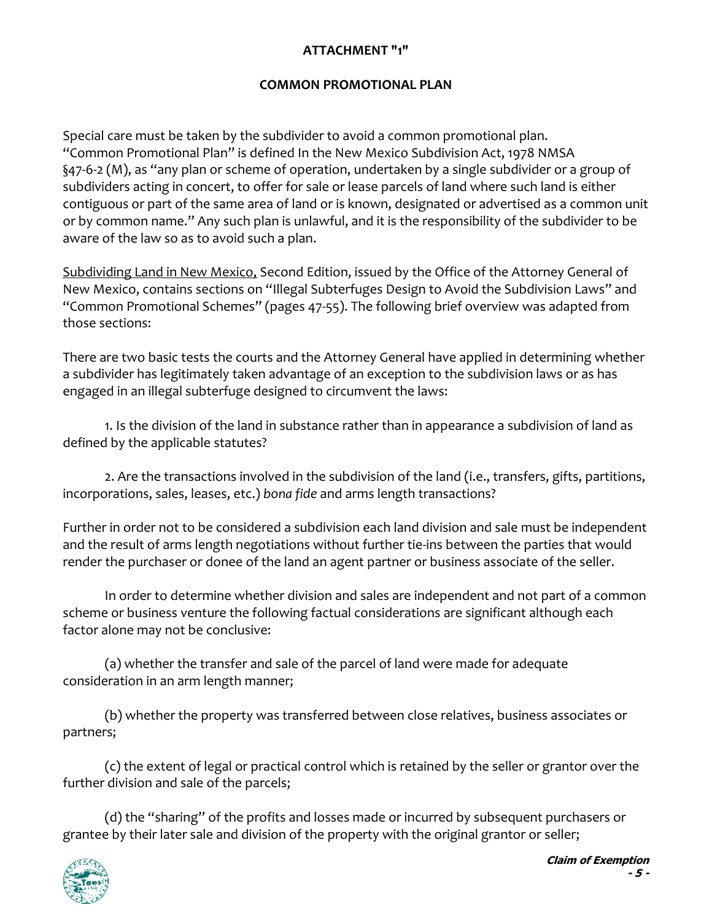**ATTACHMENT "1"**

**COMMON PROMOTIONAL PLAN**

Special care must be taken by the subdivider to avoid a common promotional plan. "Common Promotional Plan" is defined In the New Mexico Subdivision Act, 1978 NMSA §47-6-2 (M), as "any plan or scheme of operation, undertaken by a single subdivider or a group of subdividers acting in concert, to offer for sale or lease parcels of land where such land is either contiguous or part of the same area of land or is known, designated or advertised as a common unit or by common name." Any such plan is unlawful, and it is the responsibility of the subdivider to be aware of the law so as to avoid such a plan.

<u>Subdividing Land in New Mexico,</u> Second Edition, issued by the Office of the Attorney General of New Mexico, contains sections on "Illegal Subterfuges Design to Avoid the Subdivision Laws" and "Common Promotional Schemes" (pages 47-55). The following brief overview was adapted from those sections:

There are two basic tests the courts and the Attorney General have applied in determining whether a subdivider has legitimately taken advantage of an exception to the subdivision laws or as has engaged in an illegal subterfuge designed to circumvent the laws:

1. Is the division of the land in substance rather than in appearance a subdivision of land as defined by the applicable statutes?

2. Are the transactions involved in the subdivision of the land (i.e., transfers, gifts, partitions, incorporations, sales, leases, etc.) *bona fide* and arms length transactions?

Further in order not to be considered a subdivision each land division and sale must be independent and the result of arms length negotiations without further tie-ins between the parties that would render the purchaser or donee of the land an agent partner or business associate of the seller.

In order to determine whether division and sales are independent and not part of a common scheme or business venture the following factual considerations are significant although each factor alone may not be conclusive:

(a) whether the transfer and sale of the parcel of land were made for adequate consideration in an arm length manner;

(b) whether the property was transferred between close relatives, business associates or partners;

(c) the extent of legal or practical control which is retained by the seller or grantor over the further division and sale of the parcels;

(d) the "sharing" of the profits and losses made or incurred by subsequent purchasers or grantee by their later sale and division of the property with the original grantor or seller;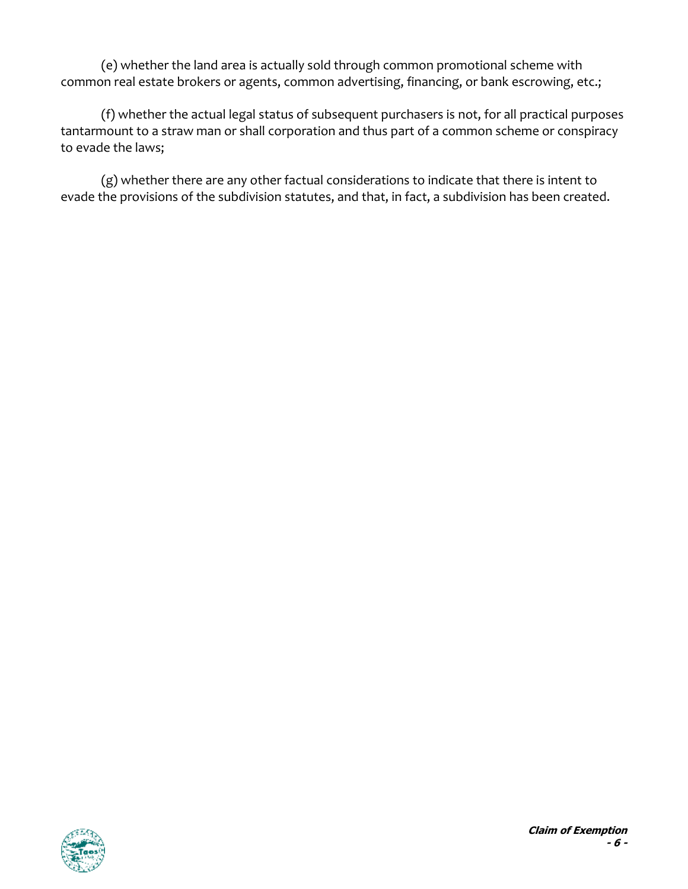(e) whether the land area is actually sold through common promotional scheme with common real estate brokers or agents, common advertising, financing, or bank escrowing, etc.;

(f) whether the actual legal status of subsequent purchasers is not, for all practical purposes tantarmount to a straw man or shall corporation and thus part of a common scheme or conspiracy to evade the laws;

(g) whether there are any other factual considerations to indicate that there is intent to evade the provisions of the subdivision statutes, and that, in fact, a subdivision has been created.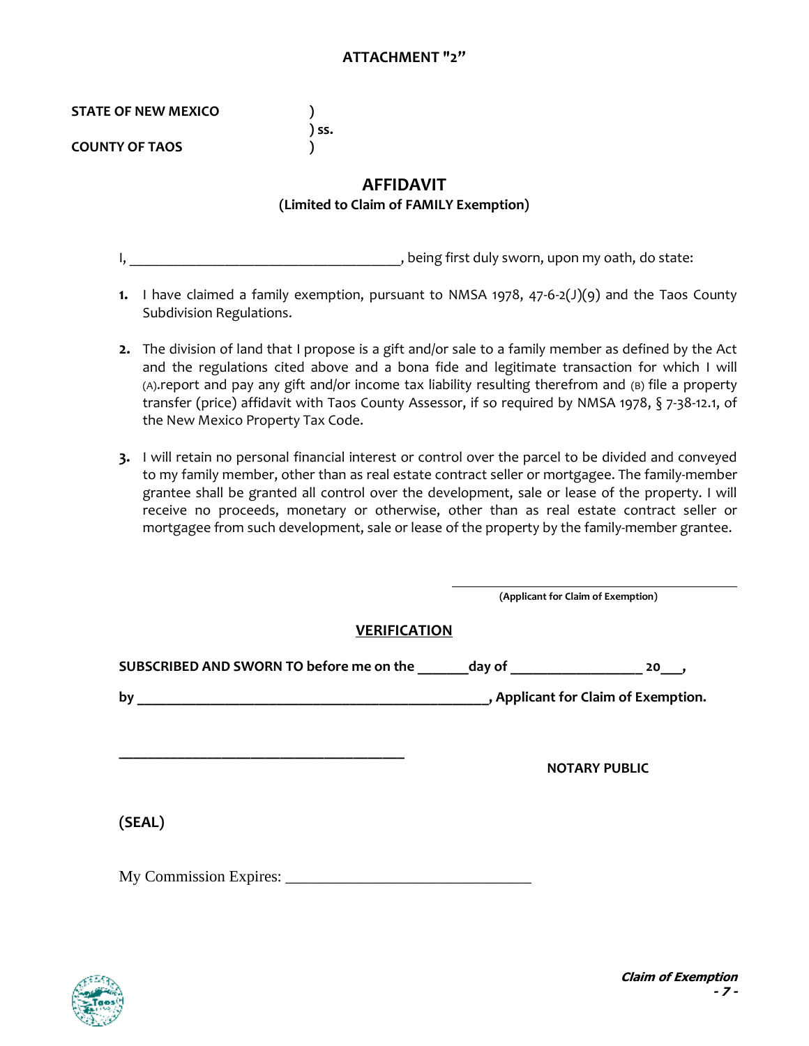**ATTACHMENT "2"**

**STATE OF NEW MEXICO** )
) **ss.**
**COUNTY OF TAOS** )

## AFFIDAVIT

**(Limited to Claim of FAMILY Exemption)**

I, ____________________________________, being first duly sworn, upon my oath, do state:

1. I have claimed a family exemption, pursuant to NMSA 1978, 47-6-2(J)(9) and the Taos County Subdivision Regulations.

2. The division of land that I propose is a gift and/or sale to a family member as defined by the Act and the regulations cited above and a bona fide and legitimate transaction for which I will (A).report and pay any gift and/or income tax liability resulting therefrom and (B) file a property transfer (price) affidavit with Taos County Assessor, if so required by NMSA 1978, § 7-38-12.1, of the New Mexico Property Tax Code.

3. I will retain no personal financial interest or control over the parcel to be divided and conveyed to my family member, other than as real estate contract seller or mortgagee. The family-member grantee shall be granted all control over the development, sale or lease of the property. I will receive no proceeds, monetary or otherwise, other than as real estate contract seller or mortgagee from such development, sale or lease of the property by the family-member grantee.

______________________________________
**(Applicant for Claim of Exemption)**

## VERIFICATION

**SUBSCRIBED AND SWORN TO before me on the _______day of __________________ 20___,**

**by _______________________________________________, Applicant for Claim of Exemption.**

______________________________________

**NOTARY PUBLIC**

**(SEAL)**

My Commission Expires: ______________________________

***Claim of Exemption***